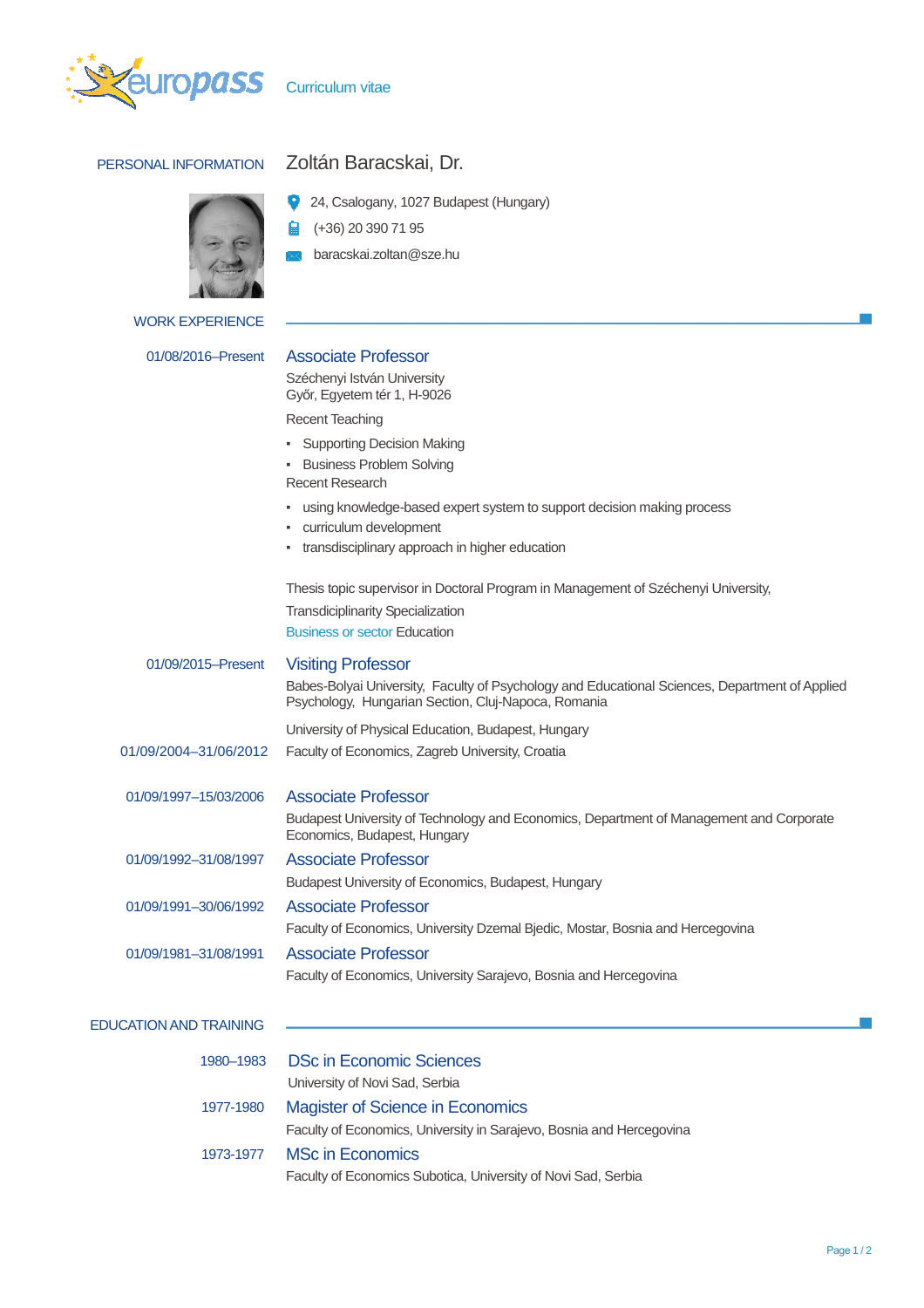# Curriculum vitae

## PERSONAL INFORMATION

**Zoltán Baracskai, Dr.**

24, Csalogany, 1027 Budapest (Hungary)

(+36) 20 390 71 95

baracskai.zoltan@sze.hu

## WORK EXPERIENCE

**01/08/2016–Present**

### Associate Professor

Széchenyi István University
Győr, Egyetem tér 1, H-9026

Recent Teaching

- Supporting Decision Making
- Business Problem Solving

Recent Research

- using knowledge-based expert system to support decision making process
- curriculum development
- transdisciplinary approach in higher education

Thesis topic supervisor in Doctoral Program in Management of Széchenyi University,

Transdiciplinarity Specialization

Business or sector Education

**01/09/2015–Present**

### Visiting Professor

Babes-Bolyai University, Faculty of Psychology and Educational Sciences, Department of Applied Psychology, Hungarian Section, Cluj-Napoca, Romania

University of Physical Education, Budapest, Hungary

**01/09/2004–31/06/2012**

Faculty of Economics, Zagreb University, Croatia

**01/09/1997–15/03/2006**

### Associate Professor

Budapest University of Technology and Economics, Department of Management and Corporate Economics, Budapest, Hungary

**01/09/1992–31/08/1997**

### Associate Professor

Budapest University of Economics, Budapest, Hungary

**01/09/1991–30/06/1992**

### Associate Professor

Faculty of Economics, University Dzemal Bjedic, Mostar, Bosnia and Hercegovina

**01/09/1981–31/08/1991**

### Associate Professor

Faculty of Economics, University Sarajevo, Bosnia and Hercegovina

## EDUCATION AND TRAINING

**1980–1983**

### DSc in Economic Sciences

University of Novi Sad, Serbia

**1977-1980**

### Magister of Science in Economics

Faculty of Economics, University in Sarajevo, Bosnia and Hercegovina

**1973-1977**

### MSc in Economics

Faculty of Economics Subotica, University of Novi Sad, Serbia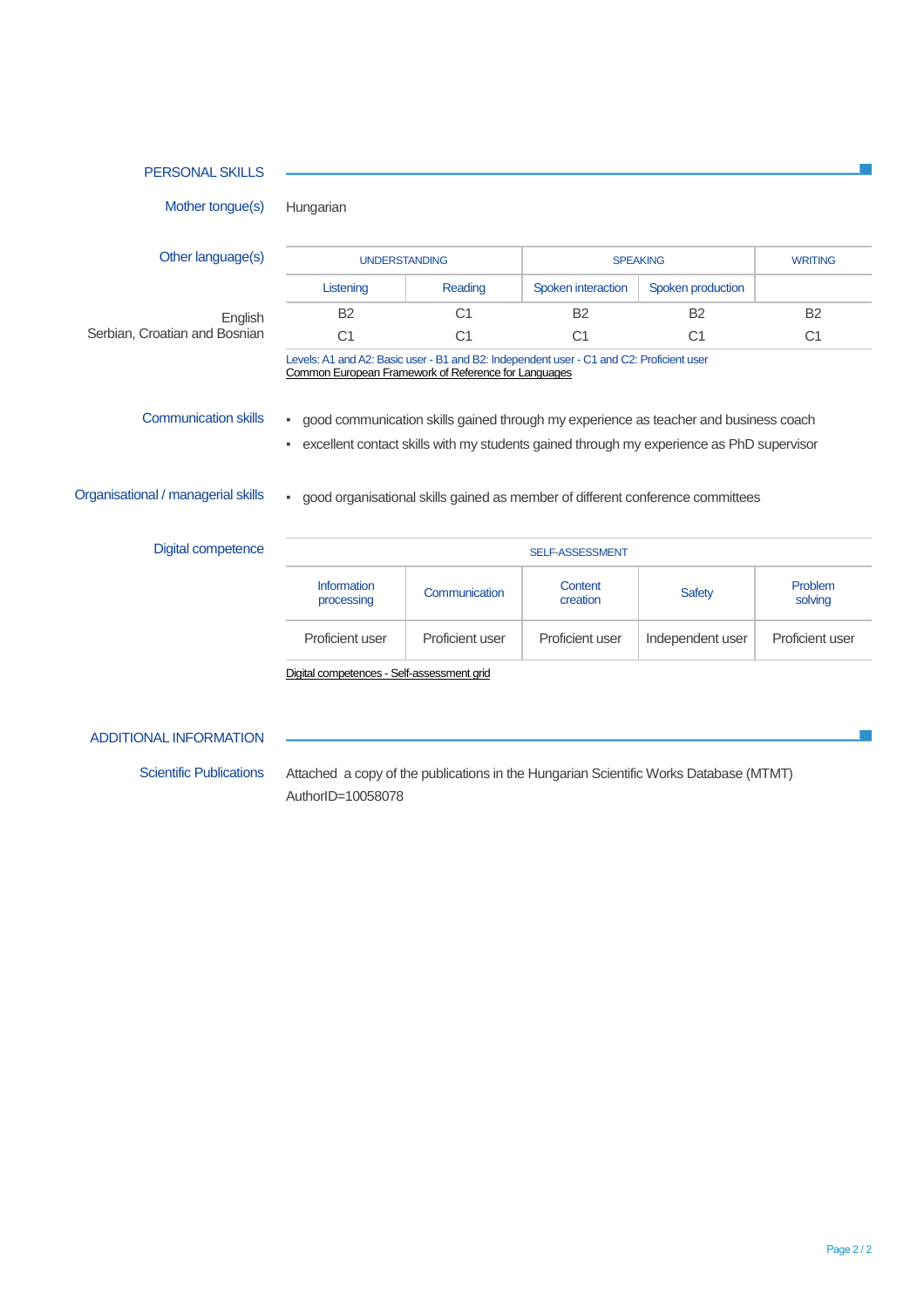## PERSONAL SKILLS

**Mother tongue(s)**

Hungarian

**Other language(s)**

| | UNDERSTANDING | | SPEAKING | | WRITING |
|---|---|---|---|---|---|
| | Listening | Reading | Spoken interaction | Spoken production | |
| English | B2 | C1 | B2 | B2 | B2 |
| Serbian, Croatian and Bosnian | C1 | C1 | C1 | C1 | C1 |

Levels: A1 and A2: Basic user - B1 and B2: Independent user - C1 and C2: Proficient user
Common European Framework of Reference for Languages

**Communication skills**

- good communication skills gained through my experience as teacher and business coach
- excellent contact skills with my students gained through my experience as PhD supervisor

**Organisational / managerial skills**

- good organisational skills gained as member of different conference committees

**Digital competence**

| SELF-ASSESSMENT | | | | |
|---|---|---|---|---|
| Information processing | Communication | Content creation | Safety | Problem solving |
| Proficient user | Proficient user | Proficient user | Independent user | Proficient user |

Digital competences - Self-assessment grid

## ADDITIONAL INFORMATION

**Scientific Publications**

Attached a copy of the publications in the Hungarian Scientific Works Database (MTMT)
AuthorID=10058078